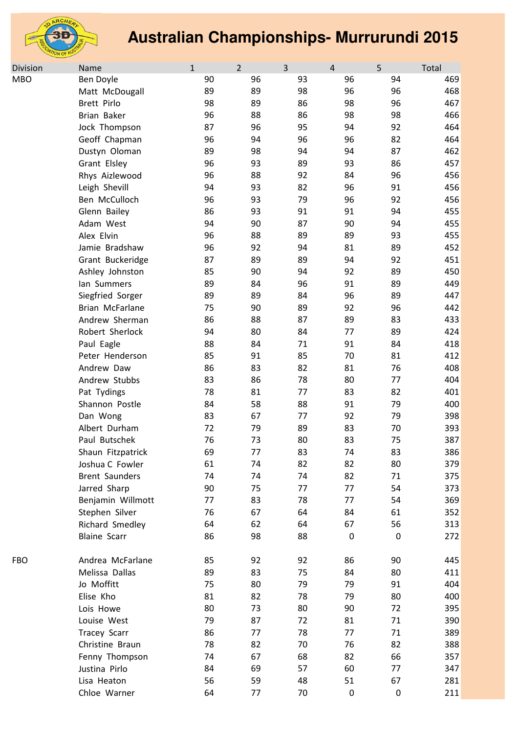# Australian Championships- Murrurundi 2015

| Division | Name | 1 | 2 | 3 | 4 | 5 | Total |
|---|---|---|---|---|---|---|---|
| MBO | Ben Doyle | 90 | 96 | 93 | 96 | 94 | 469 |
| | Matt McDougall | 89 | 89 | 98 | 96 | 96 | 468 |
| | Brett Pirlo | 98 | 89 | 86 | 98 | 96 | 467 |
| | Brian Baker | 96 | 88 | 86 | 98 | 98 | 466 |
| | Jock Thompson | 87 | 96 | 95 | 94 | 92 | 464 |
| | Geoff Chapman | 96 | 94 | 96 | 96 | 82 | 464 |
| | Dustyn Oloman | 89 | 98 | 94 | 94 | 87 | 462 |
| | Grant Elsley | 96 | 93 | 89 | 93 | 86 | 457 |
| | Rhys Aizlewood | 96 | 88 | 92 | 84 | 96 | 456 |
| | Leigh Shevill | 94 | 93 | 82 | 96 | 91 | 456 |
| | Ben McCulloch | 96 | 93 | 79 | 96 | 92 | 456 |
| | Glenn Bailey | 86 | 93 | 91 | 91 | 94 | 455 |
| | Adam West | 94 | 90 | 87 | 90 | 94 | 455 |
| | Alex Elvin | 96 | 88 | 89 | 89 | 93 | 455 |
| | Jamie Bradshaw | 96 | 92 | 94 | 81 | 89 | 452 |
| | Grant Buckeridge | 87 | 89 | 89 | 94 | 92 | 451 |
| | Ashley Johnston | 85 | 90 | 94 | 92 | 89 | 450 |
| | Ian Summers | 89 | 84 | 96 | 91 | 89 | 449 |
| | Siegfried Sorger | 89 | 89 | 84 | 96 | 89 | 447 |
| | Brian McFarlane | 75 | 90 | 89 | 92 | 96 | 442 |
| | Andrew Sherman | 86 | 88 | 87 | 89 | 83 | 433 |
| | Robert Sherlock | 94 | 80 | 84 | 77 | 89 | 424 |
| | Paul Eagle | 88 | 84 | 71 | 91 | 84 | 418 |
| | Peter Henderson | 85 | 91 | 85 | 70 | 81 | 412 |
| | Andrew Daw | 86 | 83 | 82 | 81 | 76 | 408 |
| | Andrew Stubbs | 83 | 86 | 78 | 80 | 77 | 404 |
| | Pat Tydings | 78 | 81 | 77 | 83 | 82 | 401 |
| | Shannon Postle | 84 | 58 | 88 | 91 | 79 | 400 |
| | Dan Wong | 83 | 67 | 77 | 92 | 79 | 398 |
| | Albert Durham | 72 | 79 | 89 | 83 | 70 | 393 |
| | Paul Butschek | 76 | 73 | 80 | 83 | 75 | 387 |
| | Shaun Fitzpatrick | 69 | 77 | 83 | 74 | 83 | 386 |
| | Joshua C Fowler | 61 | 74 | 82 | 82 | 80 | 379 |
| | Brent Saunders | 74 | 74 | 74 | 82 | 71 | 375 |
| | Jarred Sharp | 90 | 75 | 77 | 77 | 54 | 373 |
| | Benjamin Willmott | 77 | 83 | 78 | 77 | 54 | 369 |
| | Stephen Silver | 76 | 67 | 64 | 84 | 61 | 352 |
| | Richard Smedley | 64 | 62 | 64 | 67 | 56 | 313 |
| | Blaine Scarr | 86 | 98 | 88 | 0 | 0 | 272 |
| | | | | | | | |
| FBO | Andrea McFarlane | 85 | 92 | 92 | 86 | 90 | 445 |
| | Melissa Dallas | 89 | 83 | 75 | 84 | 80 | 411 |
| | Jo Moffitt | 75 | 80 | 79 | 79 | 91 | 404 |
| | Elise Kho | 81 | 82 | 78 | 79 | 80 | 400 |
| | Lois Howe | 80 | 73 | 80 | 90 | 72 | 395 |
| | Louise West | 79 | 87 | 72 | 81 | 71 | 390 |
| | Tracey Scarr | 86 | 77 | 78 | 77 | 71 | 389 |
| | Christine Braun | 78 | 82 | 70 | 76 | 82 | 388 |
| | Fenny Thompson | 74 | 67 | 68 | 82 | 66 | 357 |
| | Justina Pirlo | 84 | 69 | 57 | 60 | 77 | 347 |
| | Lisa Heaton | 56 | 59 | 48 | 51 | 67 | 281 |
| | Chloe Warner | 64 | 77 | 70 | 0 | 0 | 211 |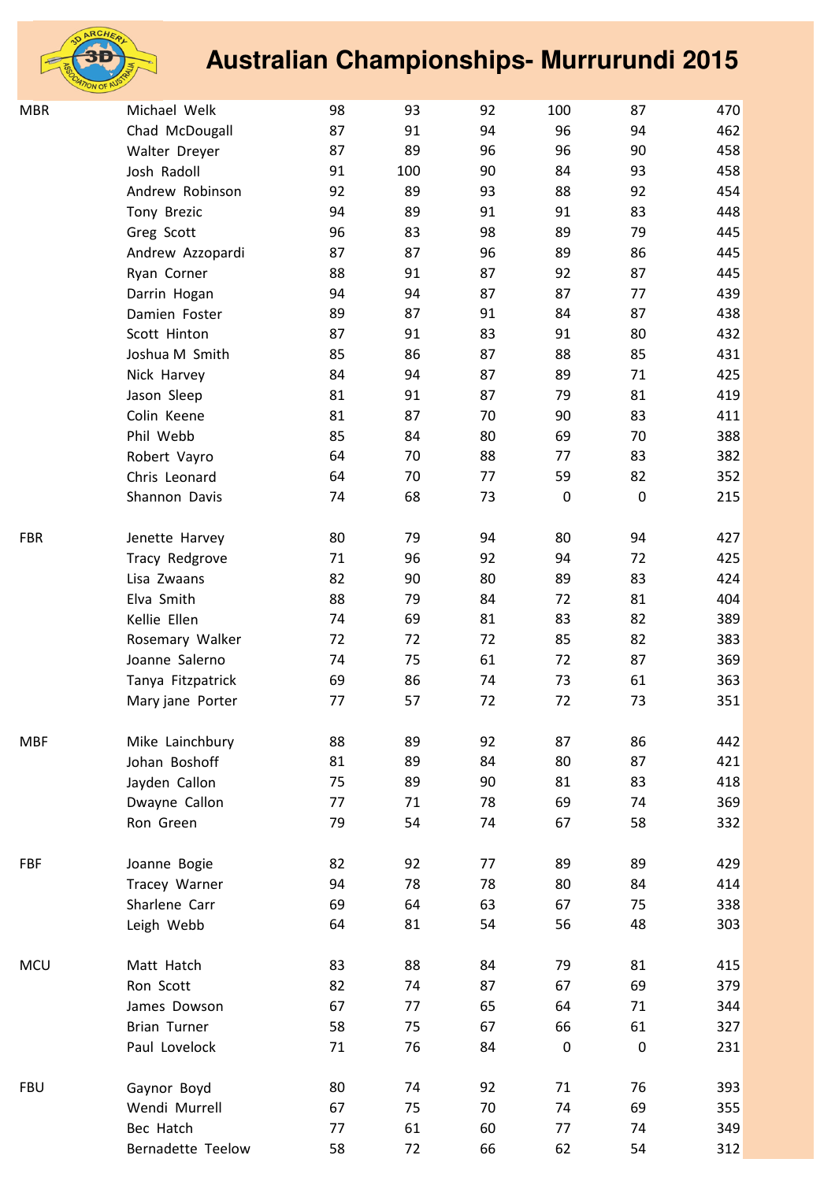# Australian Championships- Murrurundi 2015

| | | | | | | | |
|---|---|---|---|---|---|---|---|
| MBR | Michael Welk | 98 | 93 | 92 | 100 | 87 | 470 |
| | Chad McDougall | 87 | 91 | 94 | 96 | 94 | 462 |
| | Walter Dreyer | 87 | 89 | 96 | 96 | 90 | 458 |
| | Josh Radoll | 91 | 100 | 90 | 84 | 93 | 458 |
| | Andrew Robinson | 92 | 89 | 93 | 88 | 92 | 454 |
| | Tony Brezic | 94 | 89 | 91 | 91 | 83 | 448 |
| | Greg Scott | 96 | 83 | 98 | 89 | 79 | 445 |
| | Andrew Azzopardi | 87 | 87 | 96 | 89 | 86 | 445 |
| | Ryan Corner | 88 | 91 | 87 | 92 | 87 | 445 |
| | Darrin Hogan | 94 | 94 | 87 | 87 | 77 | 439 |
| | Damien Foster | 89 | 87 | 91 | 84 | 87 | 438 |
| | Scott Hinton | 87 | 91 | 83 | 91 | 80 | 432 |
| | Joshua M Smith | 85 | 86 | 87 | 88 | 85 | 431 |
| | Nick Harvey | 84 | 94 | 87 | 89 | 71 | 425 |
| | Jason Sleep | 81 | 91 | 87 | 79 | 81 | 419 |
| | Colin Keene | 81 | 87 | 70 | 90 | 83 | 411 |
| | Phil Webb | 85 | 84 | 80 | 69 | 70 | 388 |
| | Robert Vayro | 64 | 70 | 88 | 77 | 83 | 382 |
| | Chris Leonard | 64 | 70 | 77 | 59 | 82 | 352 |
| | Shannon Davis | 74 | 68 | 73 | 0 | 0 | 215 |
| | | | | | | | |
| FBR | Jenette Harvey | 80 | 79 | 94 | 80 | 94 | 427 |
| | Tracy Redgrove | 71 | 96 | 92 | 94 | 72 | 425 |
| | Lisa Zwaans | 82 | 90 | 80 | 89 | 83 | 424 |
| | Elva Smith | 88 | 79 | 84 | 72 | 81 | 404 |
| | Kellie Ellen | 74 | 69 | 81 | 83 | 82 | 389 |
| | Rosemary Walker | 72 | 72 | 72 | 85 | 82 | 383 |
| | Joanne Salerno | 74 | 75 | 61 | 72 | 87 | 369 |
| | Tanya Fitzpatrick | 69 | 86 | 74 | 73 | 61 | 363 |
| | Mary jane Porter | 77 | 57 | 72 | 72 | 73 | 351 |
| | | | | | | | |
| MBF | Mike Lainchbury | 88 | 89 | 92 | 87 | 86 | 442 |
| | Johan Boshoff | 81 | 89 | 84 | 80 | 87 | 421 |
| | Jayden Callon | 75 | 89 | 90 | 81 | 83 | 418 |
| | Dwayne Callon | 77 | 71 | 78 | 69 | 74 | 369 |
| | Ron Green | 79 | 54 | 74 | 67 | 58 | 332 |
| | | | | | | | |
| FBF | Joanne Bogie | 82 | 92 | 77 | 89 | 89 | 429 |
| | Tracey Warner | 94 | 78 | 78 | 80 | 84 | 414 |
| | Sharlene Carr | 69 | 64 | 63 | 67 | 75 | 338 |
| | Leigh Webb | 64 | 81 | 54 | 56 | 48 | 303 |
| | | | | | | | |
| MCU | Matt Hatch | 83 | 88 | 84 | 79 | 81 | 415 |
| | Ron Scott | 82 | 74 | 87 | 67 | 69 | 379 |
| | James Dowson | 67 | 77 | 65 | 64 | 71 | 344 |
| | Brian Turner | 58 | 75 | 67 | 66 | 61 | 327 |
| | Paul Lovelock | 71 | 76 | 84 | 0 | 0 | 231 |
| | | | | | | | |
| FBU | Gaynor Boyd | 80 | 74 | 92 | 71 | 76 | 393 |
| | Wendi Murrell | 67 | 75 | 70 | 74 | 69 | 355 |
| | Bec Hatch | 77 | 61 | 60 | 77 | 74 | 349 |
| | Bernadette Teelow | 58 | 72 | 66 | 62 | 54 | 312 |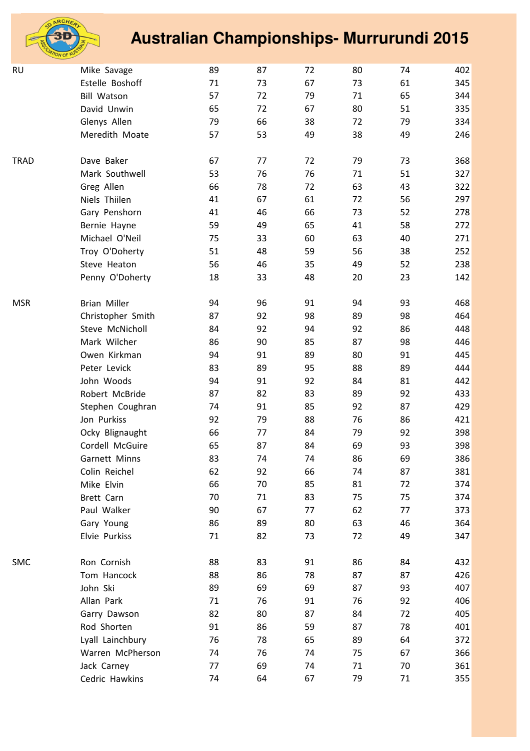# Australian Championships- Murrurundi 2015

| | | | | | | | |
|---|---|---|---|---|---|---|---|
| RU | Mike Savage | 89 | 87 | 72 | 80 | 74 | 402 |
| | Estelle Boshoff | 71 | 73 | 67 | 73 | 61 | 345 |
| | Bill Watson | 57 | 72 | 79 | 71 | 65 | 344 |
| | David Unwin | 65 | 72 | 67 | 80 | 51 | 335 |
| | Glenys Allen | 79 | 66 | 38 | 72 | 79 | 334 |
| | Meredith Moate | 57 | 53 | 49 | 38 | 49 | 246 |
| | | | | | | | |
| TRAD | Dave Baker | 67 | 77 | 72 | 79 | 73 | 368 |
| | Mark Southwell | 53 | 76 | 76 | 71 | 51 | 327 |
| | Greg Allen | 66 | 78 | 72 | 63 | 43 | 322 |
| | Niels Thiilen | 41 | 67 | 61 | 72 | 56 | 297 |
| | Gary Penshorn | 41 | 46 | 66 | 73 | 52 | 278 |
| | Bernie Hayne | 59 | 49 | 65 | 41 | 58 | 272 |
| | Michael O'Neil | 75 | 33 | 60 | 63 | 40 | 271 |
| | Troy O'Doherty | 51 | 48 | 59 | 56 | 38 | 252 |
| | Steve Heaton | 56 | 46 | 35 | 49 | 52 | 238 |
| | Penny O'Doherty | 18 | 33 | 48 | 20 | 23 | 142 |
| | | | | | | | |
| MSR | Brian Miller | 94 | 96 | 91 | 94 | 93 | 468 |
| | Christopher Smith | 87 | 92 | 98 | 89 | 98 | 464 |
| | Steve McNicholl | 84 | 92 | 94 | 92 | 86 | 448 |
| | Mark Wilcher | 86 | 90 | 85 | 87 | 98 | 446 |
| | Owen Kirkman | 94 | 91 | 89 | 80 | 91 | 445 |
| | Peter Levick | 83 | 89 | 95 | 88 | 89 | 444 |
| | John Woods | 94 | 91 | 92 | 84 | 81 | 442 |
| | Robert McBride | 87 | 82 | 83 | 89 | 92 | 433 |
| | Stephen Coughran | 74 | 91 | 85 | 92 | 87 | 429 |
| | Jon Purkiss | 92 | 79 | 88 | 76 | 86 | 421 |
| | Ocky Blignaught | 66 | 77 | 84 | 79 | 92 | 398 |
| | Cordell McGuire | 65 | 87 | 84 | 69 | 93 | 398 |
| | Garnett Minns | 83 | 74 | 74 | 86 | 69 | 386 |
| | Colin Reichel | 62 | 92 | 66 | 74 | 87 | 381 |
| | Mike Elvin | 66 | 70 | 85 | 81 | 72 | 374 |
| | Brett Carn | 70 | 71 | 83 | 75 | 75 | 374 |
| | Paul Walker | 90 | 67 | 77 | 62 | 77 | 373 |
| | Gary Young | 86 | 89 | 80 | 63 | 46 | 364 |
| | Elvie Purkiss | 71 | 82 | 73 | 72 | 49 | 347 |
| | | | | | | | |
| SMC | Ron Cornish | 88 | 83 | 91 | 86 | 84 | 432 |
| | Tom Hancock | 88 | 86 | 78 | 87 | 87 | 426 |
| | John Ski | 89 | 69 | 69 | 87 | 93 | 407 |
| | Allan Park | 71 | 76 | 91 | 76 | 92 | 406 |
| | Garry Dawson | 82 | 80 | 87 | 84 | 72 | 405 |
| | Rod Shorten | 91 | 86 | 59 | 87 | 78 | 401 |
| | Lyall Lainchbury | 76 | 78 | 65 | 89 | 64 | 372 |
| | Warren McPherson | 74 | 76 | 74 | 75 | 67 | 366 |
| | Jack Carney | 77 | 69 | 74 | 71 | 70 | 361 |
| | Cedric Hawkins | 74 | 64 | 67 | 79 | 71 | 355 |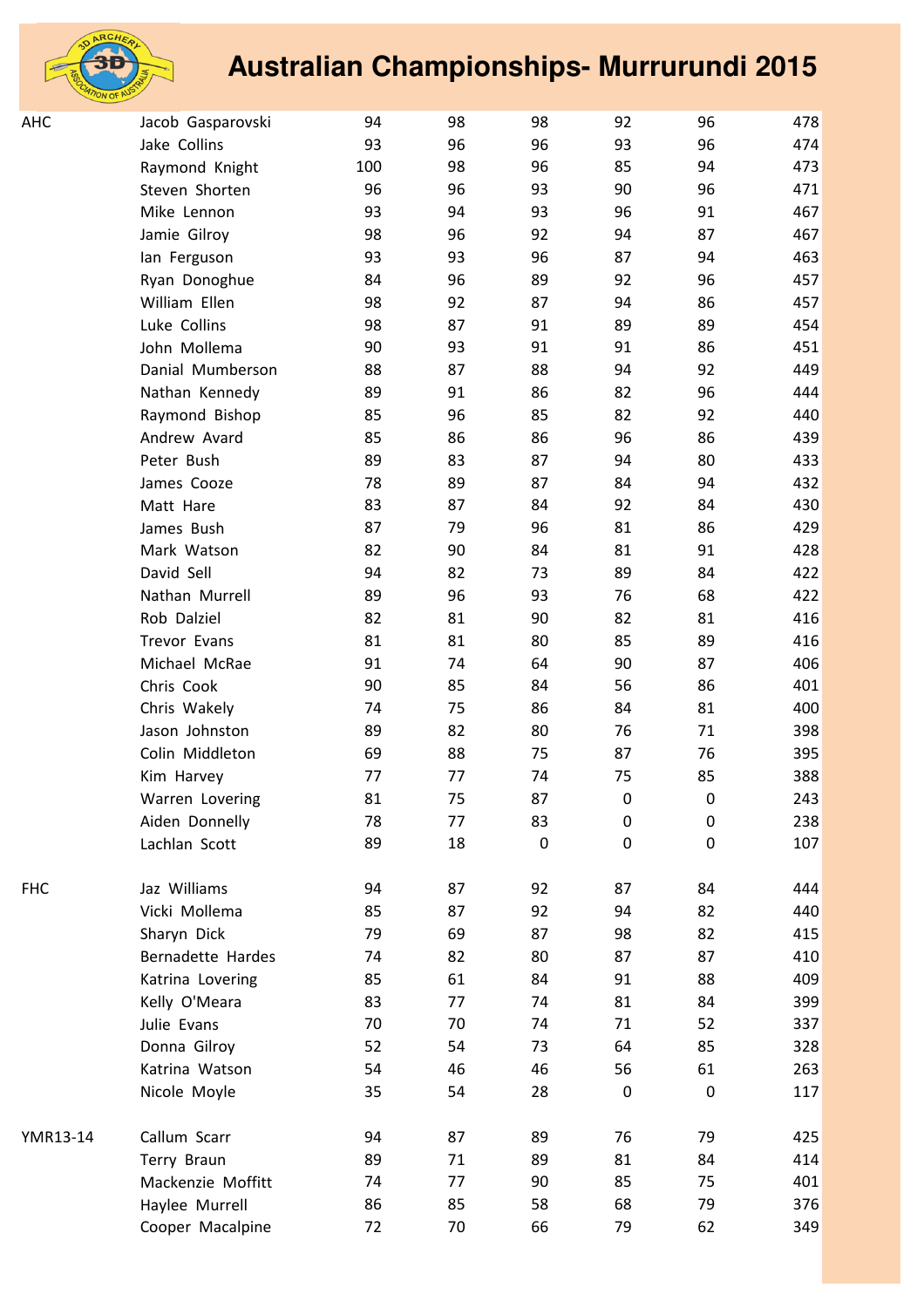# Australian Championships- Murrurundi 2015

| | | | | | | | |
|---|---|---|---|---|---|---|---|
| AHC | Jacob Gasparovski | 94 | 98 | 98 | 92 | 96 | 478 |
| | Jake Collins | 93 | 96 | 96 | 93 | 96 | 474 |
| | Raymond Knight | 100 | 98 | 96 | 85 | 94 | 473 |
| | Steven Shorten | 96 | 96 | 93 | 90 | 96 | 471 |
| | Mike Lennon | 93 | 94 | 93 | 96 | 91 | 467 |
| | Jamie Gilroy | 98 | 96 | 92 | 94 | 87 | 467 |
| | Ian Ferguson | 93 | 93 | 96 | 87 | 94 | 463 |
| | Ryan Donoghue | 84 | 96 | 89 | 92 | 96 | 457 |
| | William Ellen | 98 | 92 | 87 | 94 | 86 | 457 |
| | Luke Collins | 98 | 87 | 91 | 89 | 89 | 454 |
| | John Mollema | 90 | 93 | 91 | 91 | 86 | 451 |
| | Danial Mumberson | 88 | 87 | 88 | 94 | 92 | 449 |
| | Nathan Kennedy | 89 | 91 | 86 | 82 | 96 | 444 |
| | Raymond Bishop | 85 | 96 | 85 | 82 | 92 | 440 |
| | Andrew Avard | 85 | 86 | 86 | 96 | 86 | 439 |
| | Peter Bush | 89 | 83 | 87 | 94 | 80 | 433 |
| | James Cooze | 78 | 89 | 87 | 84 | 94 | 432 |
| | Matt Hare | 83 | 87 | 84 | 92 | 84 | 430 |
| | James Bush | 87 | 79 | 96 | 81 | 86 | 429 |
| | Mark Watson | 82 | 90 | 84 | 81 | 91 | 428 |
| | David Sell | 94 | 82 | 73 | 89 | 84 | 422 |
| | Nathan Murrell | 89 | 96 | 93 | 76 | 68 | 422 |
| | Rob Dalziel | 82 | 81 | 90 | 82 | 81 | 416 |
| | Trevor Evans | 81 | 81 | 80 | 85 | 89 | 416 |
| | Michael McRae | 91 | 74 | 64 | 90 | 87 | 406 |
| | Chris Cook | 90 | 85 | 84 | 56 | 86 | 401 |
| | Chris Wakely | 74 | 75 | 86 | 84 | 81 | 400 |
| | Jason Johnston | 89 | 82 | 80 | 76 | 71 | 398 |
| | Colin Middleton | 69 | 88 | 75 | 87 | 76 | 395 |
| | Kim Harvey | 77 | 77 | 74 | 75 | 85 | 388 |
| | Warren Lovering | 81 | 75 | 87 | 0 | 0 | 243 |
| | Aiden Donnelly | 78 | 77 | 83 | 0 | 0 | 238 |
| | Lachlan Scott | 89 | 18 | 0 | 0 | 0 | 107 |
| | | | | | | | |
| FHC | Jaz Williams | 94 | 87 | 92 | 87 | 84 | 444 |
| | Vicki Mollema | 85 | 87 | 92 | 94 | 82 | 440 |
| | Sharyn Dick | 79 | 69 | 87 | 98 | 82 | 415 |
| | Bernadette Hardes | 74 | 82 | 80 | 87 | 87 | 410 |
| | Katrina Lovering | 85 | 61 | 84 | 91 | 88 | 409 |
| | Kelly O'Meara | 83 | 77 | 74 | 81 | 84 | 399 |
| | Julie Evans | 70 | 70 | 74 | 71 | 52 | 337 |
| | Donna Gilroy | 52 | 54 | 73 | 64 | 85 | 328 |
| | Katrina Watson | 54 | 46 | 46 | 56 | 61 | 263 |
| | Nicole Moyle | 35 | 54 | 28 | 0 | 0 | 117 |
| | | | | | | | |
| YMR13-14 | Callum Scarr | 94 | 87 | 89 | 76 | 79 | 425 |
| | Terry Braun | 89 | 71 | 89 | 81 | 84 | 414 |
| | Mackenzie Moffitt | 74 | 77 | 90 | 85 | 75 | 401 |
| | Haylee Murrell | 86 | 85 | 58 | 68 | 79 | 376 |
| | Cooper Macalpine | 72 | 70 | 66 | 79 | 62 | 349 |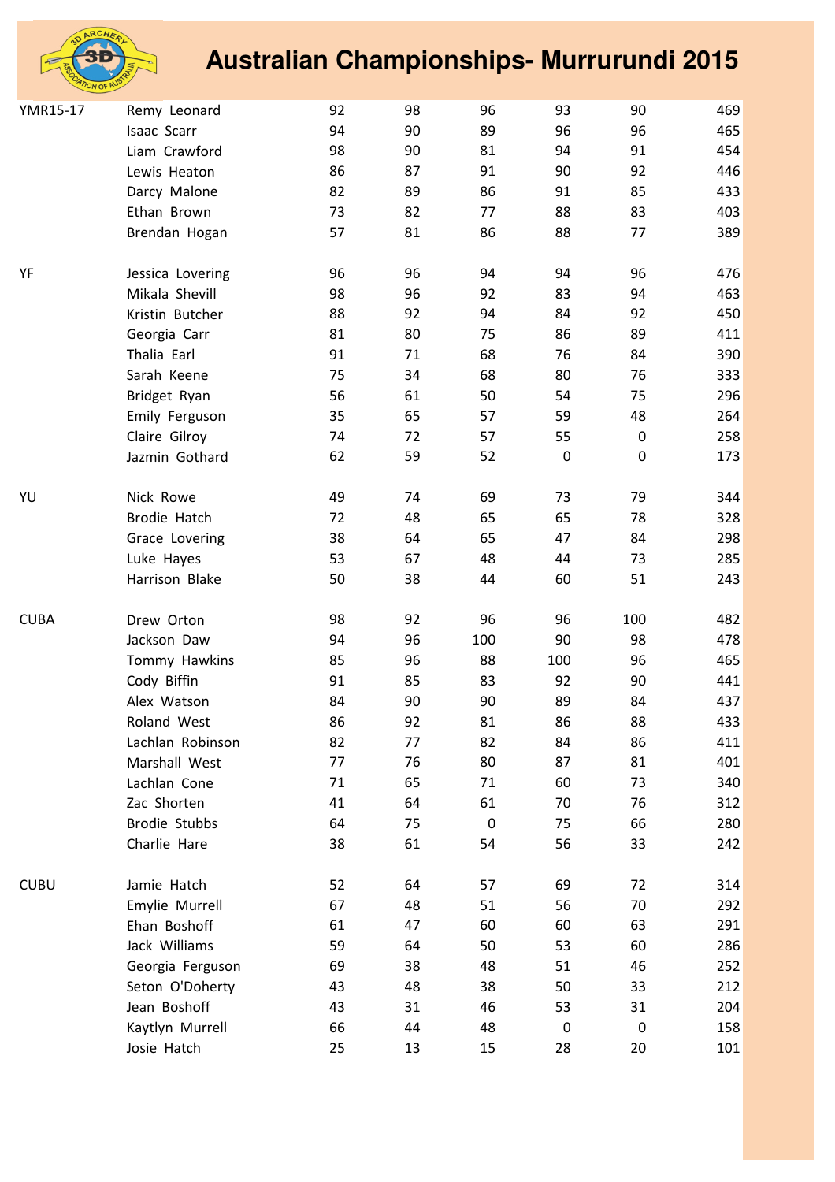# Australian Championships- Murrurundi 2015

| | | | | | | | |
|---|---|---|---|---|---|---|---|
| YMR15-17 | Remy Leonard | 92 | 98 | 96 | 93 | 90 | 469 |
| | Isaac Scarr | 94 | 90 | 89 | 96 | 96 | 465 |
| | Liam Crawford | 98 | 90 | 81 | 94 | 91 | 454 |
| | Lewis Heaton | 86 | 87 | 91 | 90 | 92 | 446 |
| | Darcy Malone | 82 | 89 | 86 | 91 | 85 | 433 |
| | Ethan Brown | 73 | 82 | 77 | 88 | 83 | 403 |
| | Brendan Hogan | 57 | 81 | 86 | 88 | 77 | 389 |
| | | | | | | | |
| YF | Jessica Lovering | 96 | 96 | 94 | 94 | 96 | 476 |
| | Mikala Shevill | 98 | 96 | 92 | 83 | 94 | 463 |
| | Kristin Butcher | 88 | 92 | 94 | 84 | 92 | 450 |
| | Georgia Carr | 81 | 80 | 75 | 86 | 89 | 411 |
| | Thalia Earl | 91 | 71 | 68 | 76 | 84 | 390 |
| | Sarah Keene | 75 | 34 | 68 | 80 | 76 | 333 |
| | Bridget Ryan | 56 | 61 | 50 | 54 | 75 | 296 |
| | Emily Ferguson | 35 | 65 | 57 | 59 | 48 | 264 |
| | Claire Gilroy | 74 | 72 | 57 | 55 | 0 | 258 |
| | Jazmin Gothard | 62 | 59 | 52 | 0 | 0 | 173 |
| | | | | | | | |
| YU | Nick Rowe | 49 | 74 | 69 | 73 | 79 | 344 |
| | Brodie Hatch | 72 | 48 | 65 | 65 | 78 | 328 |
| | Grace Lovering | 38 | 64 | 65 | 47 | 84 | 298 |
| | Luke Hayes | 53 | 67 | 48 | 44 | 73 | 285 |
| | Harrison Blake | 50 | 38 | 44 | 60 | 51 | 243 |
| | | | | | | | |
| CUBA | Drew Orton | 98 | 92 | 96 | 96 | 100 | 482 |
| | Jackson Daw | 94 | 96 | 100 | 90 | 98 | 478 |
| | Tommy Hawkins | 85 | 96 | 88 | 100 | 96 | 465 |
| | Cody Biffin | 91 | 85 | 83 | 92 | 90 | 441 |
| | Alex Watson | 84 | 90 | 90 | 89 | 84 | 437 |
| | Roland West | 86 | 92 | 81 | 86 | 88 | 433 |
| | Lachlan Robinson | 82 | 77 | 82 | 84 | 86 | 411 |
| | Marshall West | 77 | 76 | 80 | 87 | 81 | 401 |
| | Lachlan Cone | 71 | 65 | 71 | 60 | 73 | 340 |
| | Zac Shorten | 41 | 64 | 61 | 70 | 76 | 312 |
| | Brodie Stubbs | 64 | 75 | 0 | 75 | 66 | 280 |
| | Charlie Hare | 38 | 61 | 54 | 56 | 33 | 242 |
| | | | | | | | |
| CUBU | Jamie Hatch | 52 | 64 | 57 | 69 | 72 | 314 |
| | Emylie Murrell | 67 | 48 | 51 | 56 | 70 | 292 |
| | Ehan Boshoff | 61 | 47 | 60 | 60 | 63 | 291 |
| | Jack Williams | 59 | 64 | 50 | 53 | 60 | 286 |
| | Georgia Ferguson | 69 | 38 | 48 | 51 | 46 | 252 |
| | Seton O'Doherty | 43 | 48 | 38 | 50 | 33 | 212 |
| | Jean Boshoff | 43 | 31 | 46 | 53 | 31 | 204 |
| | Kaytlyn Murrell | 66 | 44 | 48 | 0 | 0 | 158 |
| | Josie Hatch | 25 | 13 | 15 | 28 | 20 | 101 |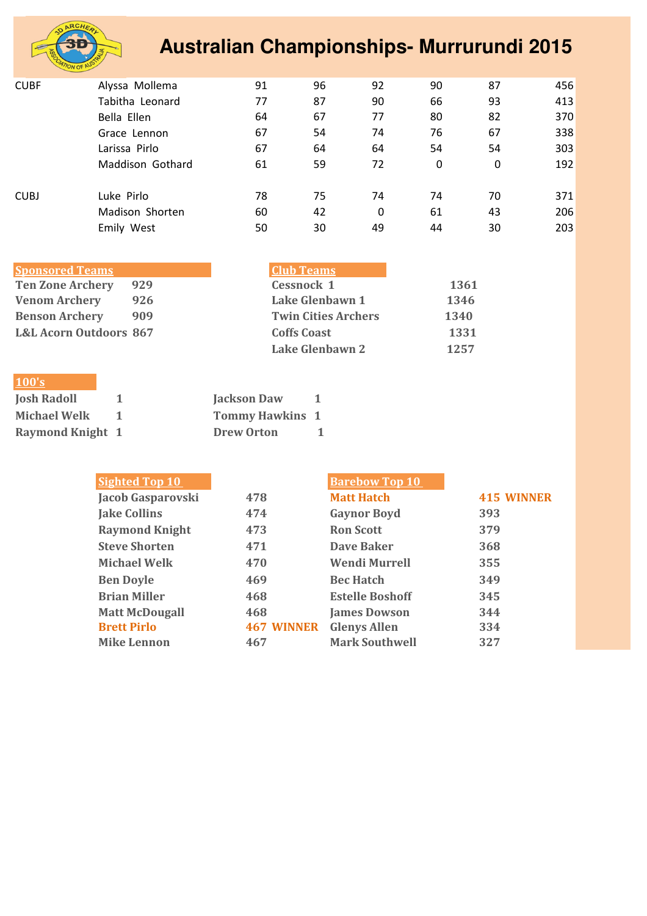# Australian Championships- Murrurundi 2015

| | | | | | | | |
|---|---|---|---|---|---|---|---|
| CUBF | Alyssa Mollema | 91 | 96 | 92 | 90 | 87 | 456 |
| | Tabitha Leonard | 77 | 87 | 90 | 66 | 93 | 413 |
| | Bella Ellen | 64 | 67 | 77 | 80 | 82 | 370 |
| | Grace Lennon | 67 | 54 | 74 | 76 | 67 | 338 |
| | Larissa Pirlo | 67 | 64 | 64 | 54 | 54 | 303 |
| | Maddison Gothard | 61 | 59 | 72 | 0 | 0 | 192 |
| CUBJ | Luke Pirlo | 78 | 75 | 74 | 74 | 70 | 371 |
| | Madison Shorten | 60 | 42 | 0 | 61 | 43 | 206 |
| | Emily West | 50 | 30 | 49 | 44 | 30 | 203 |

**Sponsored Teams**

| | |
|---|---|
| Ten Zone Archery | 929 |
| Venom Archery | 926 |
| Benson Archery | 909 |
| L&L Acorn Outdoors | 867 |

**Club Teams**

| | |
|---|---|
| Cessnock 1 | 1361 |
| Lake Glenbawn 1 | 1346 |
| Twin Cities Archers | 1340 |
| Coffs Coast | 1331 |
| Lake Glenbawn 2 | 1257 |

**100's**

| | | | |
|---|---|---|---|
| Josh Radoll | 1 | Jackson Daw | 1 |
| Michael Welk | 1 | Tommy Hawkins | 1 |
| Raymond Knight | 1 | Drew Orton | 1 |

**Sighted Top 10**

| | |
|---|---|
| Jacob Gasparovski | 478 |
| Jake Collins | 474 |
| Raymond Knight | 473 |
| Steve Shorten | 471 |
| Michael Welk | 470 |
| Ben Doyle | 469 |
| Brian Miller | 468 |
| Matt McDougall | 468 |
| Brett Pirlo | 467 WINNER |
| Mike Lennon | 467 |

**Barebow Top 10**

| | |
|---|---|
| Matt Hatch | 415 WINNER |
| Gaynor Boyd | 393 |
| Ron Scott | 379 |
| Dave Baker | 368 |
| Wendi Murrell | 355 |
| Bec Hatch | 349 |
| Estelle Boshoff | 345 |
| James Dowson | 344 |
| Glenys Allen | 334 |
| Mark Southwell | 327 |